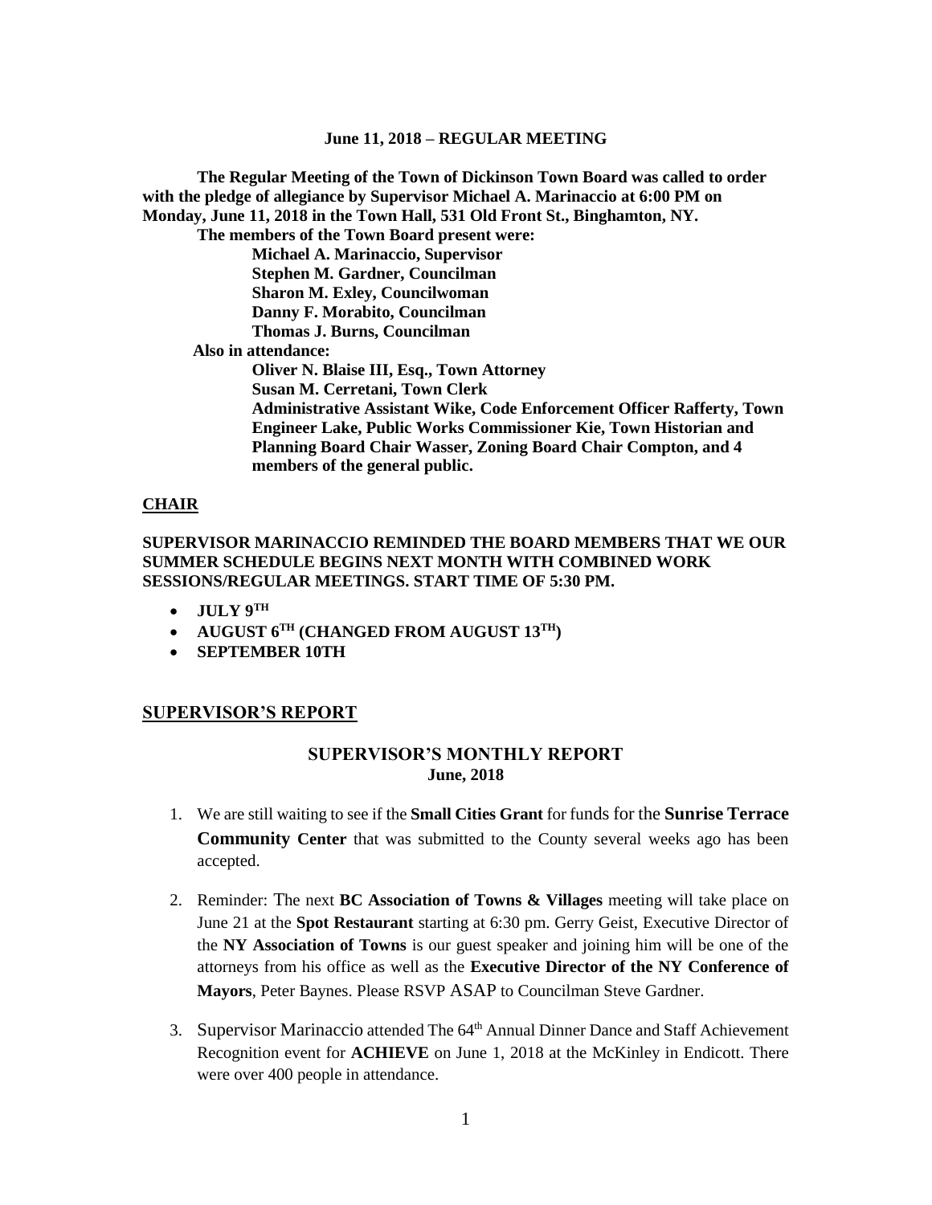**June 11, 2018 – REGULAR MEETING**

**The Regular Meeting of the Town of Dickinson Town Board was called to order with the pledge of allegiance by Supervisor Michael A. Marinaccio at 6:00 PM on Monday, June 11, 2018 in the Town Hall, 531 Old Front St., Binghamton, NY.**

**The members of the Town Board present were:**

**Michael A. Marinaccio, Supervisor**
**Stephen M. Gardner, Councilman**
**Sharon M. Exley, Councilwoman**
**Danny F. Morabito, Councilman**
**Thomas J. Burns, Councilman**

**Also in attendance:**

**Oliver N. Blaise III, Esq., Town Attorney**
**Susan M. Cerretani, Town Clerk**
**Administrative Assistant Wike, Code Enforcement Officer Rafferty, Town Engineer Lake, Public Works Commissioner Kie, Town Historian and Planning Board Chair Wasser, Zoning Board Chair Compton, and 4 members of the general public.**

## CHAIR

**SUPERVISOR MARINACCIO REMINDED THE BOARD MEMBERS THAT WE OUR SUMMER SCHEDULE BEGINS NEXT MONTH WITH COMBINED WORK SESSIONS/REGULAR MEETINGS. START TIME OF 5:30 PM.**

- **JULY 9TH**
- **AUGUST 6TH (CHANGED FROM AUGUST 13TH)**
- **SEPTEMBER 10TH**

## SUPERVISOR'S REPORT

### SUPERVISOR'S MONTHLY REPORT
**June, 2018**

1. We are still waiting to see if the **Small Cities Grant** for funds for the **Sunrise Terrace Community Center** that was submitted to the County several weeks ago has been accepted.
2. Reminder: The next **BC Association of Towns & Villages** meeting will take place on June 21 at the **Spot Restaurant** starting at 6:30 pm. Gerry Geist, Executive Director of the **NY Association of Towns** is our guest speaker and joining him will be one of the attorneys from his office as well as the **Executive Director of the NY Conference of Mayors**, Peter Baynes. Please RSVP ASAP to Councilman Steve Gardner.
3. Supervisor Marinaccio attended The 64th Annual Dinner Dance and Staff Achievement Recognition event for **ACHIEVE** on June 1, 2018 at the McKinley in Endicott. There were over 400 people in attendance.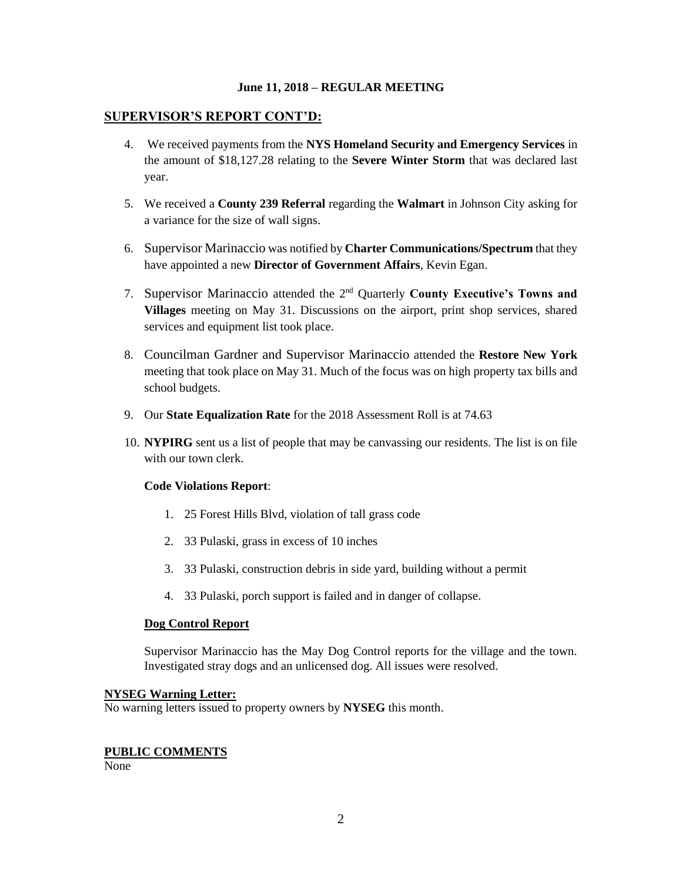**June 11, 2018 – REGULAR MEETING**

## SUPERVISOR'S REPORT CONT'D:

4. We received payments from the **NYS Homeland Security and Emergency Services** in the amount of $18,127.28 relating to the **Severe Winter Storm** that was declared last year.
5. We received a **County 239 Referral** regarding the **Walmart** in Johnson City asking for a variance for the size of wall signs.
6. Supervisor Marinaccio was notified by **Charter Communications/Spectrum** that they have appointed a new **Director of Government Affairs**, Kevin Egan.
7. Supervisor Marinaccio attended the 2nd Quarterly **County Executive's Towns and Villages** meeting on May 31. Discussions on the airport, print shop services, shared services and equipment list took place.
8. Councilman Gardner and Supervisor Marinaccio attended the **Restore New York** meeting that took place on May 31. Much of the focus was on high property tax bills and school budgets.
9. Our **State Equalization Rate** for the 2018 Assessment Roll is at 74.63
10. **NYPIRG** sent us a list of people that may be canvassing our residents. The list is on file with our town clerk.

**Code Violations Report**:

1. 25 Forest Hills Blvd, violation of tall grass code
2. 33 Pulaski, grass in excess of 10 inches
3. 33 Pulaski, construction debris in side yard, building without a permit
4. 33 Pulaski, porch support is failed and in danger of collapse.

**Dog Control Report**

Supervisor Marinaccio has the May Dog Control reports for the village and the town. Investigated stray dogs and an unlicensed dog. All issues were resolved.

**NYSEG Warning Letter:**

No warning letters issued to property owners by **NYSEG** this month.

**PUBLIC COMMENTS**

None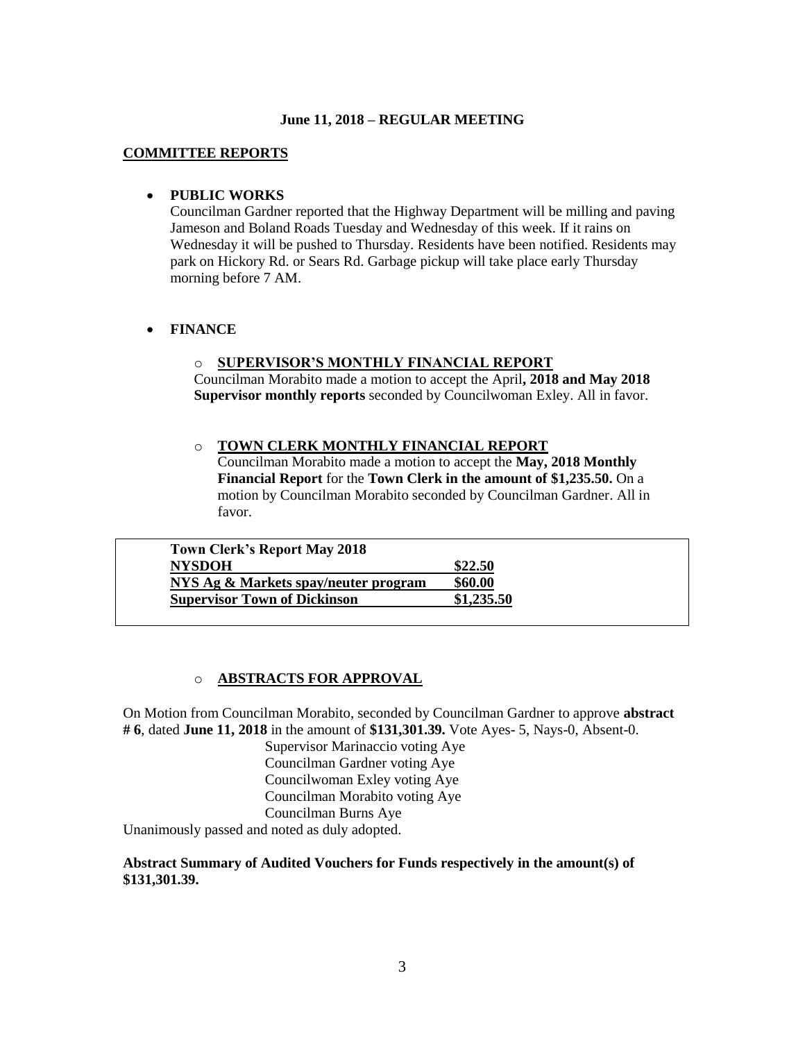**June 11, 2018 – REGULAR MEETING**

## COMMITTEE REPORTS

- **PUBLIC WORKS**
  Councilman Gardner reported that the Highway Department will be milling and paving Jameson and Boland Roads Tuesday and Wednesday of this week. If it rains on Wednesday it will be pushed to Thursday. Residents have been notified. Residents may park on Hickory Rd. or Sears Rd. Garbage pickup will take place early Thursday morning before 7 AM.

- **FINANCE**

  - **SUPERVISOR'S MONTHLY FINANCIAL REPORT**
    Councilman Morabito made a motion to accept the April**, 2018 and May 2018 Supervisor monthly reports** seconded by Councilwoman Exley. All in favor.

  - **TOWN CLERK MONTHLY FINANCIAL REPORT**
    Councilman Morabito made a motion to accept the **May, 2018 Monthly Financial Report** for the **Town Clerk in the amount of $1,235.50.** On a motion by Councilman Morabito seconded by Councilman Gardner. All in favor.

| Town Clerk's Report May 2018 | |
|---|---|
| NYSDOH | $22.50 |
| NYS Ag & Markets spay/neuter program | $60.00 |
| Supervisor Town of Dickinson | $1,235.50 |

  - **ABSTRACTS FOR APPROVAL**

On Motion from Councilman Morabito, seconded by Councilman Gardner to approve **abstract # 6**, dated **June 11, 2018** in the amount of **$131,301.39.** Vote Ayes- 5, Nays-0, Absent-0.

Supervisor Marinaccio voting Aye
Councilman Gardner voting Aye
Councilwoman Exley voting Aye
Councilman Morabito voting Aye
Councilman Burns Aye

Unanimously passed and noted as duly adopted.

**Abstract Summary of Audited Vouchers for Funds respectively in the amount(s) of $131,301.39.**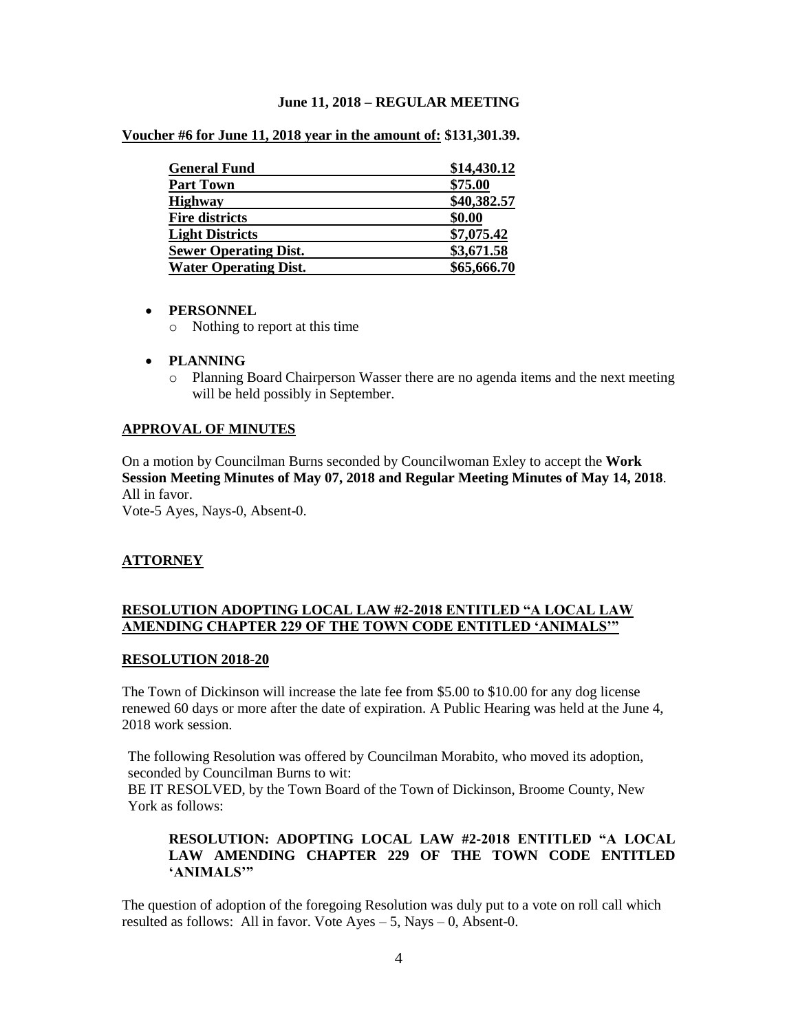**June 11, 2018 – REGULAR MEETING**

**Voucher #6 for June 11, 2018 year in the amount of: $131,301.39.**

| General Fund | $14,430.12 |
|---|---|
| Part Town | $75.00 |
| Highway | $40,382.57 |
| Fire districts | $0.00 |
| Light Districts | $7,075.42 |
| Sewer Operating Dist. | $3,671.58 |
| Water Operating Dist. | $65,666.70 |

- **PERSONNEL**
  - Nothing to report at this time
- **PLANNING**
  - Planning Board Chairperson Wasser there are no agenda items and the next meeting will be held possibly in September.

## APPROVAL OF MINUTES

On a motion by Councilman Burns seconded by Councilwoman Exley to accept the **Work Session Meeting Minutes of May 07, 2018 and Regular Meeting Minutes of May 14, 2018**. All in favor.
Vote-5 Ayes, Nays-0, Absent-0.

## ATTORNEY

### RESOLUTION ADOPTING LOCAL LAW #2-2018 ENTITLED "A LOCAL LAW AMENDING CHAPTER 229 OF THE TOWN CODE ENTITLED 'ANIMALS'"

### RESOLUTION 2018-20

The Town of Dickinson will increase the late fee from $5.00 to $10.00 for any dog license renewed 60 days or more after the date of expiration. A Public Hearing was held at the June 4, 2018 work session.

The following Resolution was offered by Councilman Morabito, who moved its adoption, seconded by Councilman Burns to wit:
BE IT RESOLVED, by the Town Board of the Town of Dickinson, Broome County, New York as follows:

**RESOLUTION: ADOPTING LOCAL LAW #2-2018 ENTITLED "A LOCAL LAW AMENDING CHAPTER 229 OF THE TOWN CODE ENTITLED 'ANIMALS'"**

The question of adoption of the foregoing Resolution was duly put to a vote on roll call which resulted as follows: All in favor. Vote Ayes – 5, Nays – 0, Absent-0.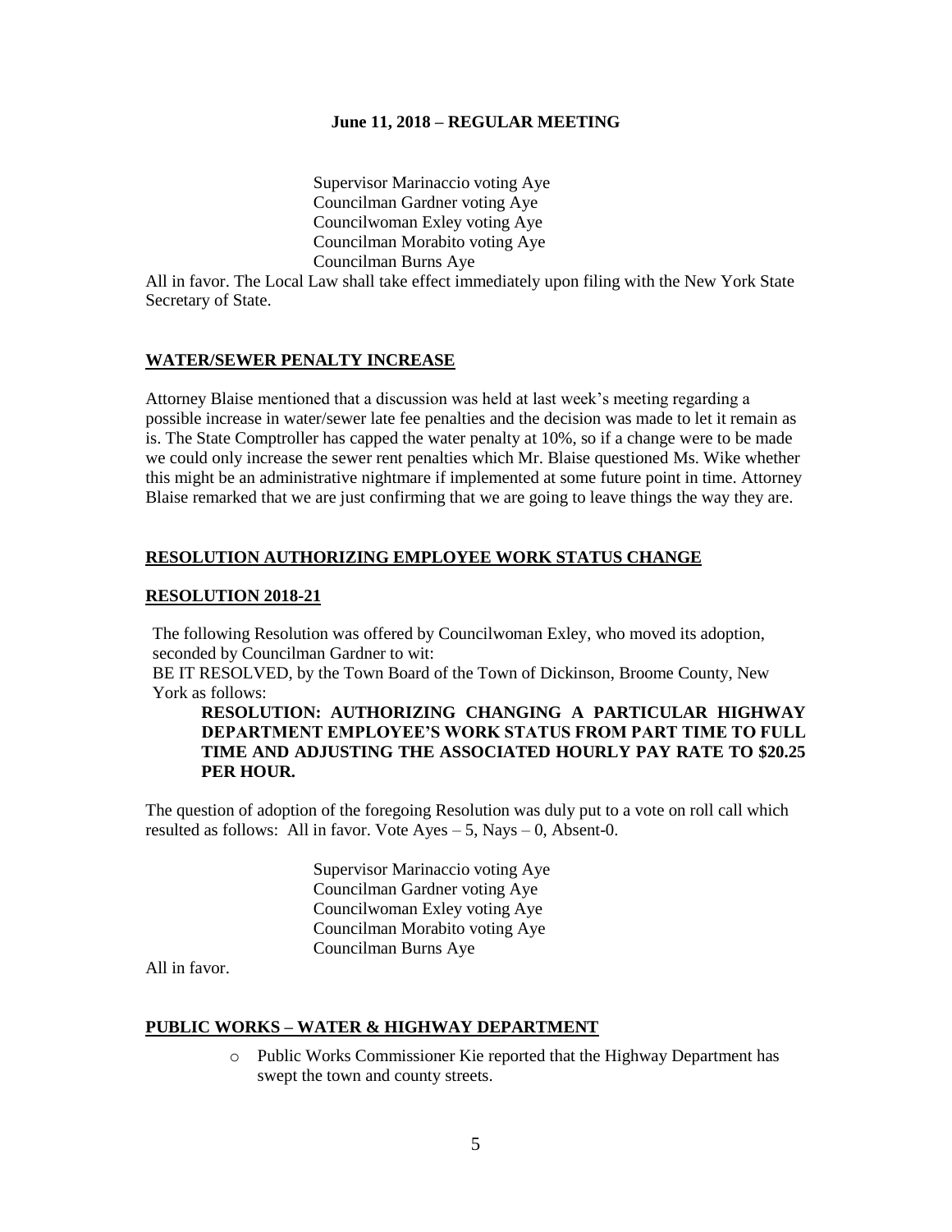Supervisor Marinaccio voting Aye
Councilman Gardner voting Aye
Councilwoman Exley voting Aye
Councilman Morabito voting Aye
Councilman Burns Aye

All in favor. The Local Law shall take effect immediately upon filing with the New York State Secretary of State.

## WATER/SEWER PENALTY INCREASE

Attorney Blaise mentioned that a discussion was held at last week's meeting regarding a possible increase in water/sewer late fee penalties and the decision was made to let it remain as is. The State Comptroller has capped the water penalty at 10%, so if a change were to be made we could only increase the sewer rent penalties which Mr. Blaise questioned Ms. Wike whether this might be an administrative nightmare if implemented at some future point in time. Attorney Blaise remarked that we are just confirming that we are going to leave things the way they are.

## RESOLUTION AUTHORIZING EMPLOYEE WORK STATUS CHANGE

## RESOLUTION 2018-21

The following Resolution was offered by Councilwoman Exley, who moved its adoption, seconded by Councilman Gardner to wit:
BE IT RESOLVED, by the Town Board of the Town of Dickinson, Broome County, New York as follows:

**RESOLUTION: AUTHORIZING CHANGING A PARTICULAR HIGHWAY DEPARTMENT EMPLOYEE'S WORK STATUS FROM PART TIME TO FULL TIME AND ADJUSTING THE ASSOCIATED HOURLY PAY RATE TO $20.25 PER HOUR.**

The question of adoption of the foregoing Resolution was duly put to a vote on roll call which resulted as follows: All in favor. Vote Ayes – 5, Nays – 0, Absent-0.

Supervisor Marinaccio voting Aye
Councilman Gardner voting Aye
Councilwoman Exley voting Aye
Councilman Morabito voting Aye
Councilman Burns Aye

All in favor.

## PUBLIC WORKS – WATER & HIGHWAY DEPARTMENT

- Public Works Commissioner Kie reported that the Highway Department has swept the town and county streets.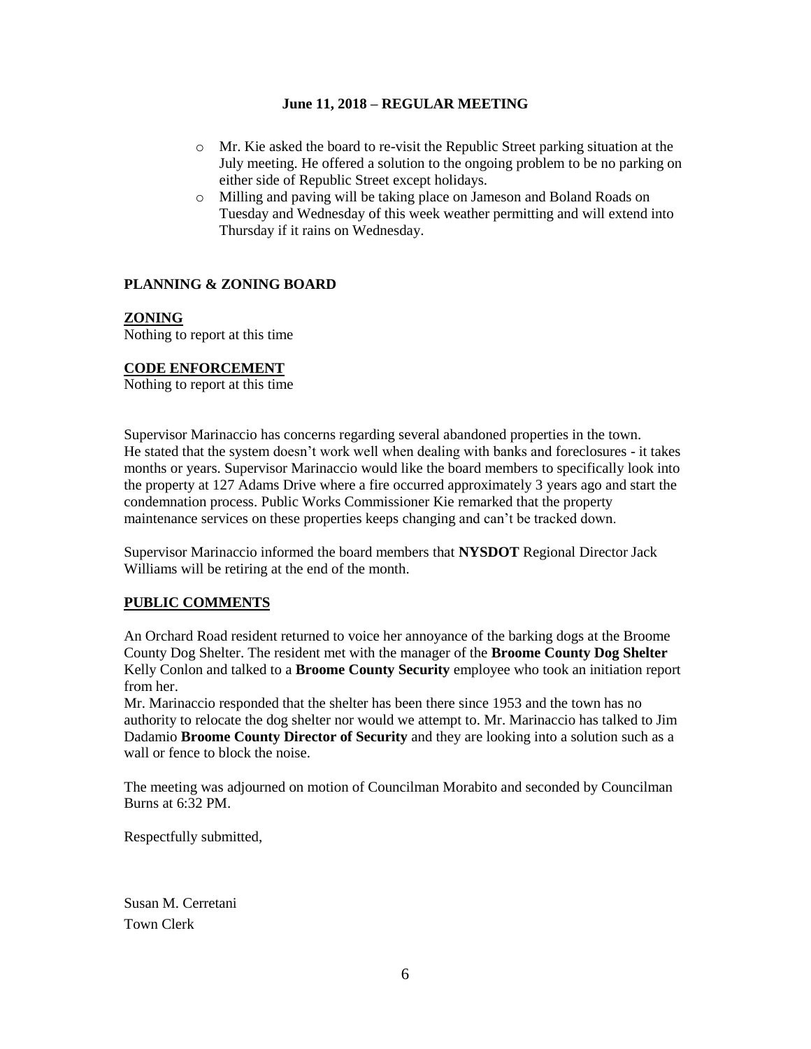- Mr. Kie asked the board to re-visit the Republic Street parking situation at the July meeting. He offered a solution to the ongoing problem to be no parking on either side of Republic Street except holidays.
- Milling and paving will be taking place on Jameson and Boland Roads on Tuesday and Wednesday of this week weather permitting and will extend into Thursday if it rains on Wednesday.

## PLANNING & ZONING BOARD

### ZONING

Nothing to report at this time

### CODE ENFORCEMENT

Nothing to report at this time

Supervisor Marinaccio has concerns regarding several abandoned properties in the town. He stated that the system doesn't work well when dealing with banks and foreclosures - it takes months or years. Supervisor Marinaccio would like the board members to specifically look into the property at 127 Adams Drive where a fire occurred approximately 3 years ago and start the condemnation process. Public Works Commissioner Kie remarked that the property maintenance services on these properties keeps changing and can't be tracked down.

Supervisor Marinaccio informed the board members that **NYSDOT** Regional Director Jack Williams will be retiring at the end of the month.

## PUBLIC COMMENTS

An Orchard Road resident returned to voice her annoyance of the barking dogs at the Broome County Dog Shelter. The resident met with the manager of the **Broome County Dog Shelter** Kelly Conlon and talked to a **Broome County Security** employee who took an initiation report from her.

Mr. Marinaccio responded that the shelter has been there since 1953 and the town has no authority to relocate the dog shelter nor would we attempt to. Mr. Marinaccio has talked to Jim Dadamio **Broome County Director of Security** and they are looking into a solution such as a wall or fence to block the noise.

The meeting was adjourned on motion of Councilman Morabito and seconded by Councilman Burns at 6:32 PM.

Respectfully submitted,

Susan M. Cerretani
Town Clerk